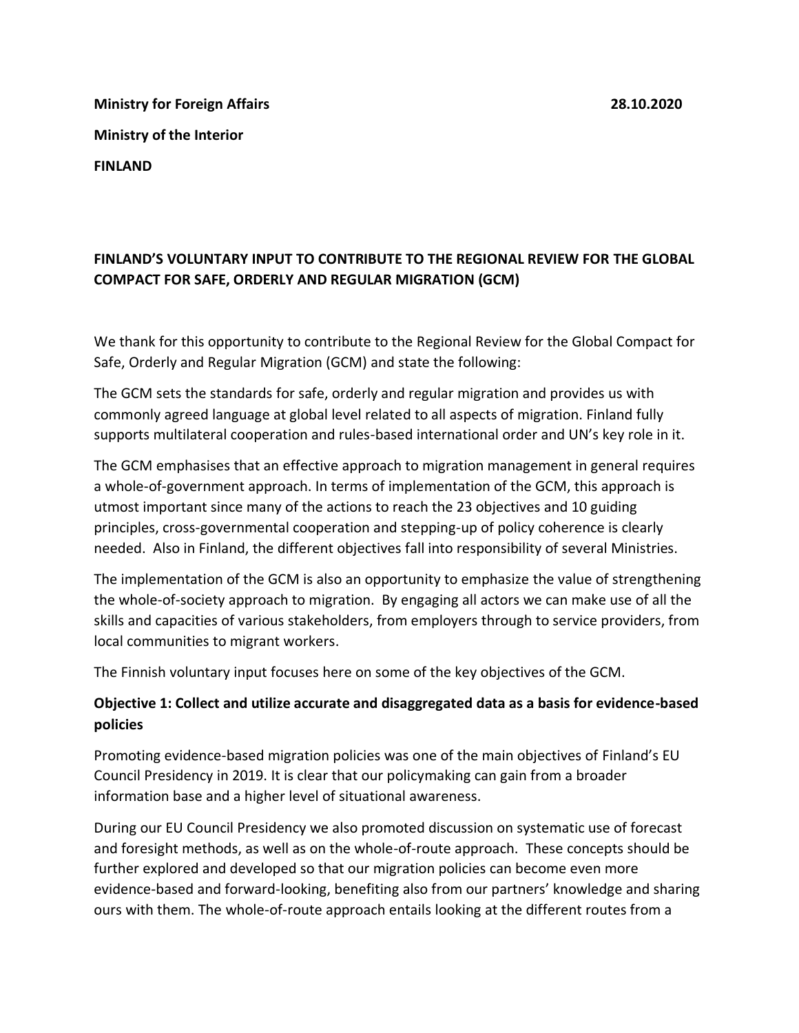**Ministry for Foreign Affairs** **28.10.2020**

**Ministry of the Interior**

**FINLAND**

## FINLAND'S VOLUNTARY INPUT TO CONTRIBUTE TO THE REGIONAL REVIEW FOR THE GLOBAL COMPACT FOR SAFE, ORDERLY AND REGULAR MIGRATION (GCM)

We thank for this opportunity to contribute to the Regional Review for the Global Compact for Safe, Orderly and Regular Migration (GCM) and state the following:

The GCM sets the standards for safe, orderly and regular migration and provides us with commonly agreed language at global level related to all aspects of migration. Finland fully supports multilateral cooperation and rules-based international order and UN's key role in it.

The GCM emphasises that an effective approach to migration management in general requires a whole-of-government approach. In terms of implementation of the GCM, this approach is utmost important since many of the actions to reach the 23 objectives and 10 guiding principles, cross-governmental cooperation and stepping-up of policy coherence is clearly needed. Also in Finland, the different objectives fall into responsibility of several Ministries.

The implementation of the GCM is also an opportunity to emphasize the value of strengthening the whole-of-society approach to migration. By engaging all actors we can make use of all the skills and capacities of various stakeholders, from employers through to service providers, from local communities to migrant workers.

The Finnish voluntary input focuses here on some of the key objectives of the GCM.

### Objective 1: Collect and utilize accurate and disaggregated data as a basis for evidence-based policies

Promoting evidence-based migration policies was one of the main objectives of Finland's EU Council Presidency in 2019. It is clear that our policymaking can gain from a broader information base and a higher level of situational awareness.

During our EU Council Presidency we also promoted discussion on systematic use of forecast and foresight methods, as well as on the whole-of-route approach. These concepts should be further explored and developed so that our migration policies can become even more evidence-based and forward-looking, benefiting also from our partners' knowledge and sharing ours with them. The whole-of-route approach entails looking at the different routes from a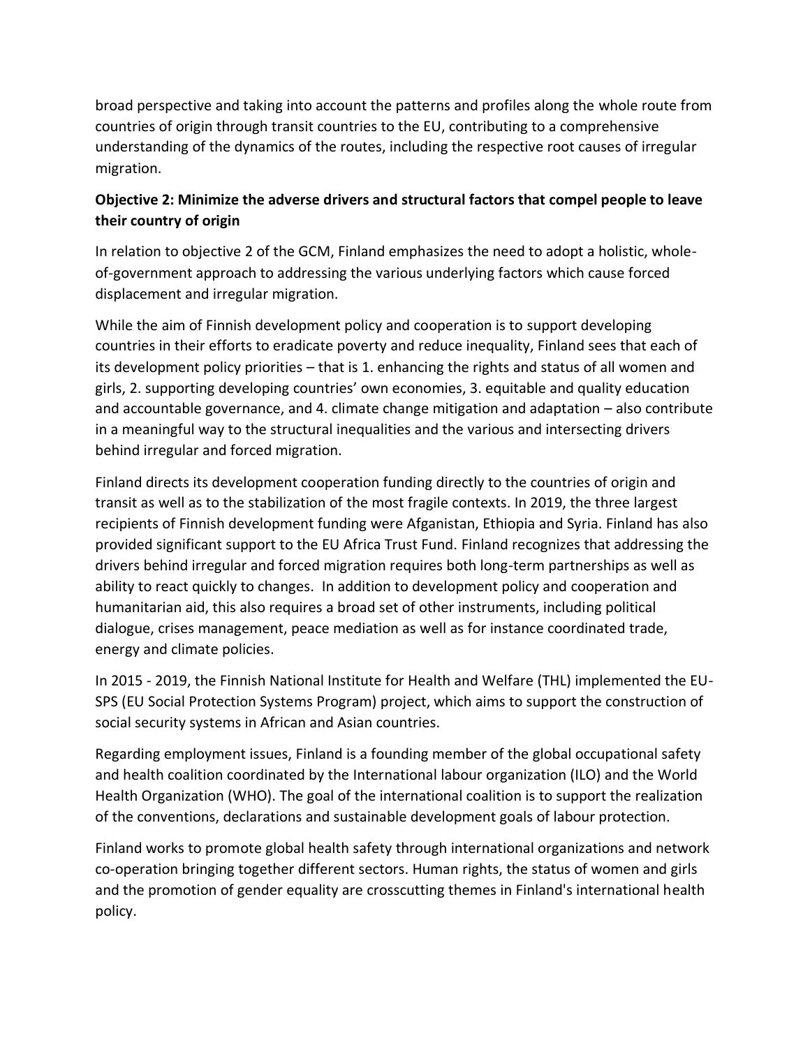broad perspective and taking into account the patterns and profiles along the whole route from countries of origin through transit countries to the EU, contributing to a comprehensive understanding of the dynamics of the routes, including the respective root causes of irregular migration.

**Objective 2: Minimize the adverse drivers and structural factors that compel people to leave their country of origin**

In relation to objective 2 of the GCM, Finland emphasizes the need to adopt a holistic, whole-of-government approach to addressing the various underlying factors which cause forced displacement and irregular migration.

While the aim of Finnish development policy and cooperation is to support developing countries in their efforts to eradicate poverty and reduce inequality, Finland sees that each of its development policy priorities – that is 1. enhancing the rights and status of all women and girls, 2. supporting developing countries' own economies, 3. equitable and quality education and accountable governance, and 4. climate change mitigation and adaptation – also contribute in a meaningful way to the structural inequalities and the various and intersecting drivers behind irregular and forced migration.

Finland directs its development cooperation funding directly to the countries of origin and transit as well as to the stabilization of the most fragile contexts. In 2019, the three largest recipients of Finnish development funding were Afganistan, Ethiopia and Syria. Finland has also provided significant support to the EU Africa Trust Fund. Finland recognizes that addressing the drivers behind irregular and forced migration requires both long-term partnerships as well as ability to react quickly to changes. In addition to development policy and cooperation and humanitarian aid, this also requires a broad set of other instruments, including political dialogue, crises management, peace mediation as well as for instance coordinated trade, energy and climate policies.

In 2015 - 2019, the Finnish National Institute for Health and Welfare (THL) implemented the EU-SPS (EU Social Protection Systems Program) project, which aims to support the construction of social security systems in African and Asian countries.

Regarding employment issues, Finland is a founding member of the global occupational safety and health coalition coordinated by the International labour organization (ILO) and the World Health Organization (WHO). The goal of the international coalition is to support the realization of the conventions, declarations and sustainable development goals of labour protection.

Finland works to promote global health safety through international organizations and network co-operation bringing together different sectors. Human rights, the status of women and girls and the promotion of gender equality are crosscutting themes in Finland's international health policy.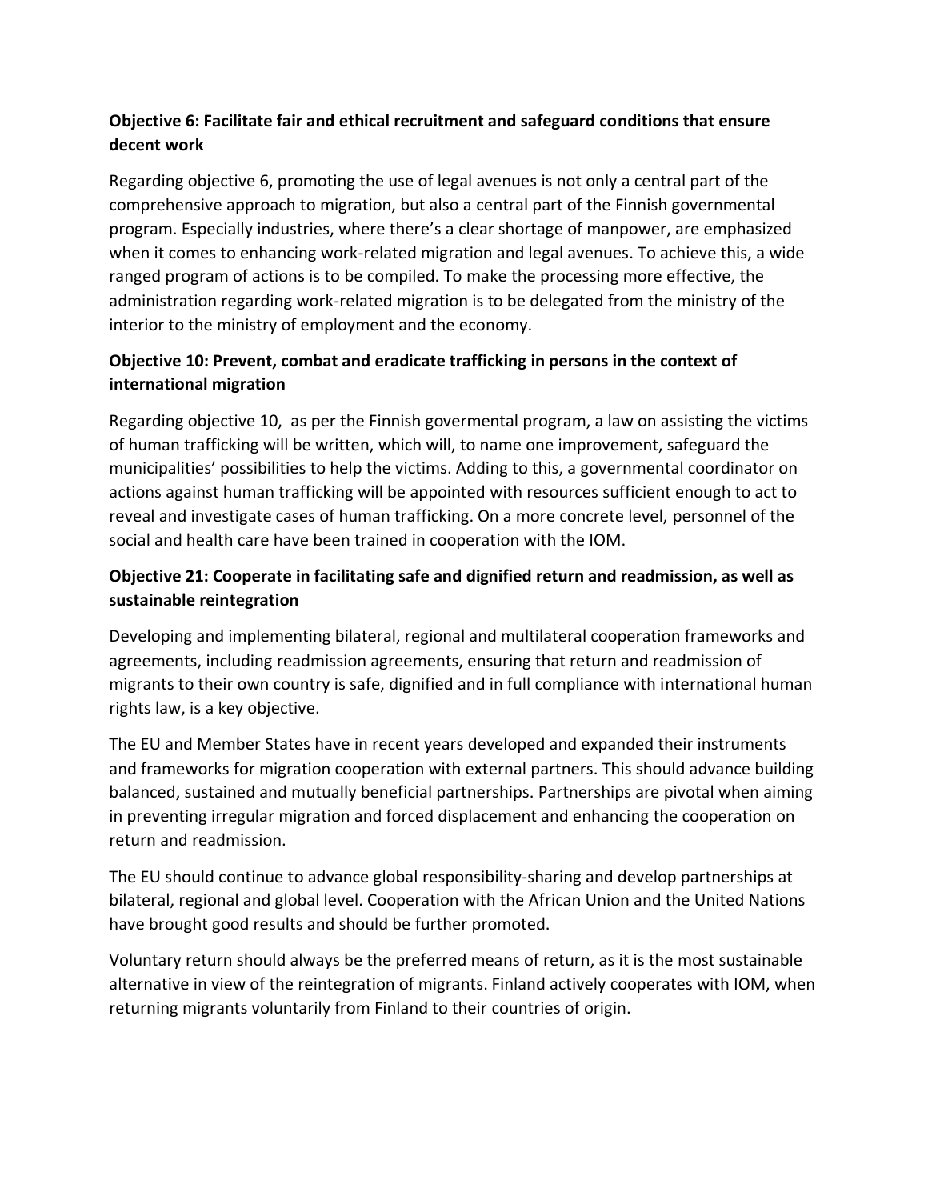**Objective 6: Facilitate fair and ethical recruitment and safeguard conditions that ensure decent work**

Regarding objective 6, promoting the use of legal avenues is not only a central part of the comprehensive approach to migration, but also a central part of the Finnish governmental program. Especially industries, where there's a clear shortage of manpower, are emphasized when it comes to enhancing work-related migration and legal avenues. To achieve this, a wide ranged program of actions is to be compiled. To make the processing more effective, the administration regarding work-related migration is to be delegated from the ministry of the interior to the ministry of employment and the economy.

**Objective 10: Prevent, combat and eradicate trafficking in persons in the context of international migration**

Regarding objective 10, as per the Finnish govermental program, a law on assisting the victims of human trafficking will be written, which will, to name one improvement, safeguard the municipalities' possibilities to help the victims. Adding to this, a governmental coordinator on actions against human trafficking will be appointed with resources sufficient enough to act to reveal and investigate cases of human trafficking. On a more concrete level, personnel of the social and health care have been trained in cooperation with the IOM.

**Objective 21: Cooperate in facilitating safe and dignified return and readmission, as well as sustainable reintegration**

Developing and implementing bilateral, regional and multilateral cooperation frameworks and agreements, including readmission agreements, ensuring that return and readmission of migrants to their own country is safe, dignified and in full compliance with international human rights law, is a key objective.

The EU and Member States have in recent years developed and expanded their instruments and frameworks for migration cooperation with external partners. This should advance building balanced, sustained and mutually beneficial partnerships. Partnerships are pivotal when aiming in preventing irregular migration and forced displacement and enhancing the cooperation on return and readmission.

The EU should continue to advance global responsibility-sharing and develop partnerships at bilateral, regional and global level. Cooperation with the African Union and the United Nations have brought good results and should be further promoted.

Voluntary return should always be the preferred means of return, as it is the most sustainable alternative in view of the reintegration of migrants. Finland actively cooperates with IOM, when returning migrants voluntarily from Finland to their countries of origin.